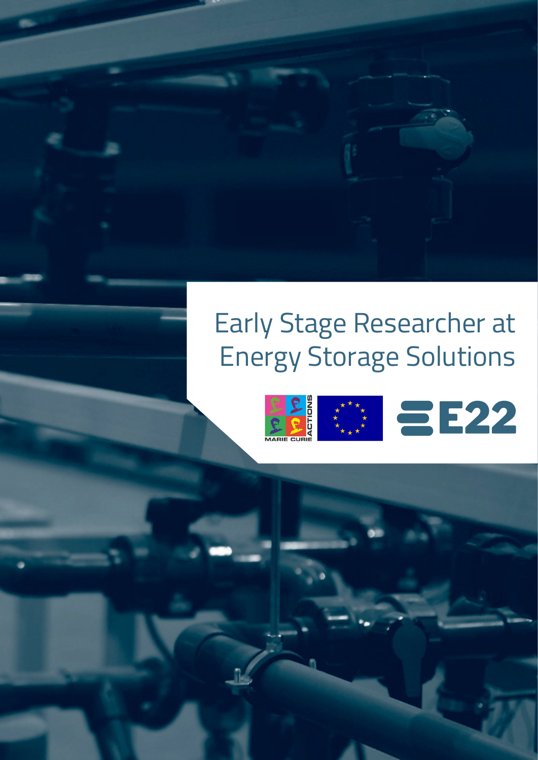# Early Stage Researcher at Energy Storage Solutions

MARIE CURIE ACTIONS

E22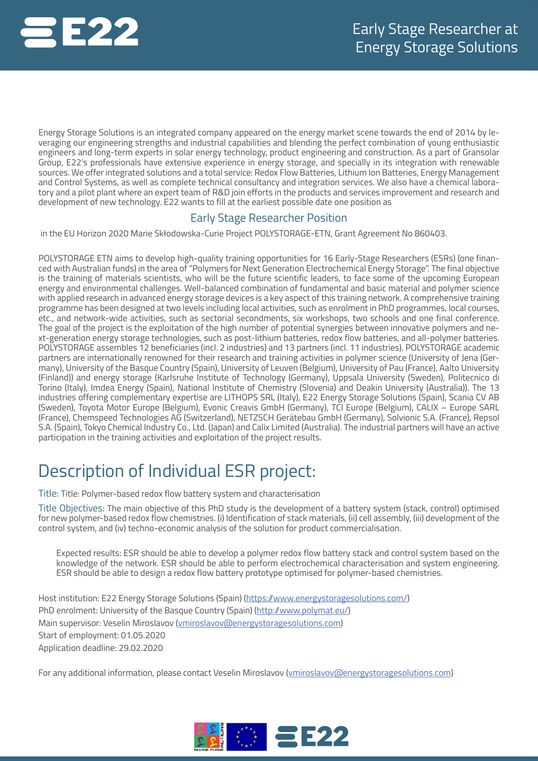# Early Stage Researcher at Energy Storage Solutions

Energy Storage Solutions is an integrated company appeared on the energy market scene towards the end of 2014 by leveraging our engineering strengths and industrial capabilities and blending the perfect combination of young enthusiastic engineers and long-term experts in solar energy technology, product engineering and construction. As a part of Gransolar Group, E22's professionals have extensive experience in energy storage, and specially in its integration with renewable sources. We offer integrated solutions and a total service: Redox Flow Batteries, Lithium Ion Batteries, Energy Management and Control Systems, as well as complete technical consultancy and integration services. We also have a chemical laboratory and a pilot plant where an expert team of R&D join efforts in the products and services improvement and research and development of new technology. E22 wants to fill at the earliest possible date one position as

## Early Stage Researcher Position

in the EU Horizon 2020 Marie Skłodowska-Curie Project POLYSTORAGE-ETN, Grant Agreement No 860403.

POLYSTORAGE ETN aims to develop high-quality training opportunities for 16 Early-Stage Researchers (ESRs) (one financed with Australian funds) in the area of "Polymers for Next Generation Electrochemical Energy Storage". The final objective is the training of materials scientists, who will be the future scientific leaders, to face some of the upcoming European energy and environmental challenges. Well-balanced combination of fundamental and basic material and polymer science with applied research in advanced energy storage devices is a key aspect of this training network. A comprehensive training programme has been designed at two levels including local activities, such as enrolment in PhD programmes, local courses, etc., and network-wide activities, such as sectorial secondments, six workshops, two schools and one final conference. The goal of the project is the exploitation of the high number of potential synergies between innovative polymers and next-generation energy storage technologies, such as post-lithium batteries, redox flow batteries, and all-polymer batteries. POLYSTORAGE assembles 12 beneficiaries (incl. 2 industries) and 13 partners (incl. 11 industries). POLYSTORAGE academic partners are internationally renowned for their research and training activities in polymer science (University of Jena (Germany), University of the Basque Country (Spain), University of Leuven (Belgium), University of Pau (France), Aalto University (Finland)) and energy storage (Karlsruhe Institute of Technology (Germany), Uppsala University (Sweden), Politecnico di Torino (Italy), Imdea Energy (Spain), National Institute of Chemistry (Slovenia) and Deakin University (Australia)). The 13 industries offering complementary expertise are LITHOPS SRL (Italy), E22 Energy Storage Solutions (Spain), Scania CV AB (Sweden), Toyota Motor Europe (Belgium), Evonic Creavis GmbH (Germany), TCI Europe (Belgium), CALIX – Europe SARL (France), Chemspeed Technologies AG (Switzerland), NETZSCH Gerätebau GmbH (Germany), Solvionic S.A. (France), Repsol S.A. (Spain), Tokyo Chemical Industry Co., Ltd. (Japan) and Calix Limited (Australia). The industrial partners will have an active participation in the training activities and exploitation of the project results.

# Description of Individual ESR project:

Title: Title: Polymer-based redox flow battery system and characterisation

Title Objectives: The main objective of this PhD study is the development of a battery system (stack, control) optimised for new polymer-based redox flow chemistries. (i) Identification of stack materials, (ii) cell assembly, (iii) development of the control system, and (iv) techno-economic analysis of the solution for product commercialisation.

> Expected results: ESR should be able to develop a polymer redox flow battery stack and control system based on the knowledge of the network. ESR should be able to perform electrochemical characterisation and system engineering. ESR should be able to design a redox flow battery prototype optimised for polymer-based chemistries.

Host institution: E22 Energy Storage Solutions (Spain) (https://www.energystoragesolutions.com/)
PhD enrolment: University of the Basque Country (Spain) (http://www.polymat.eu/)
Main supervisor: Veselin Miroslavov (vmiroslavov@energystoragesolutions.com)
Start of employment: 01.05.2020
Application deadline: 29.02.2020

For any additional information, please contact Veselin Miroslavov (vmiroslavov@energystoragesolutions.com)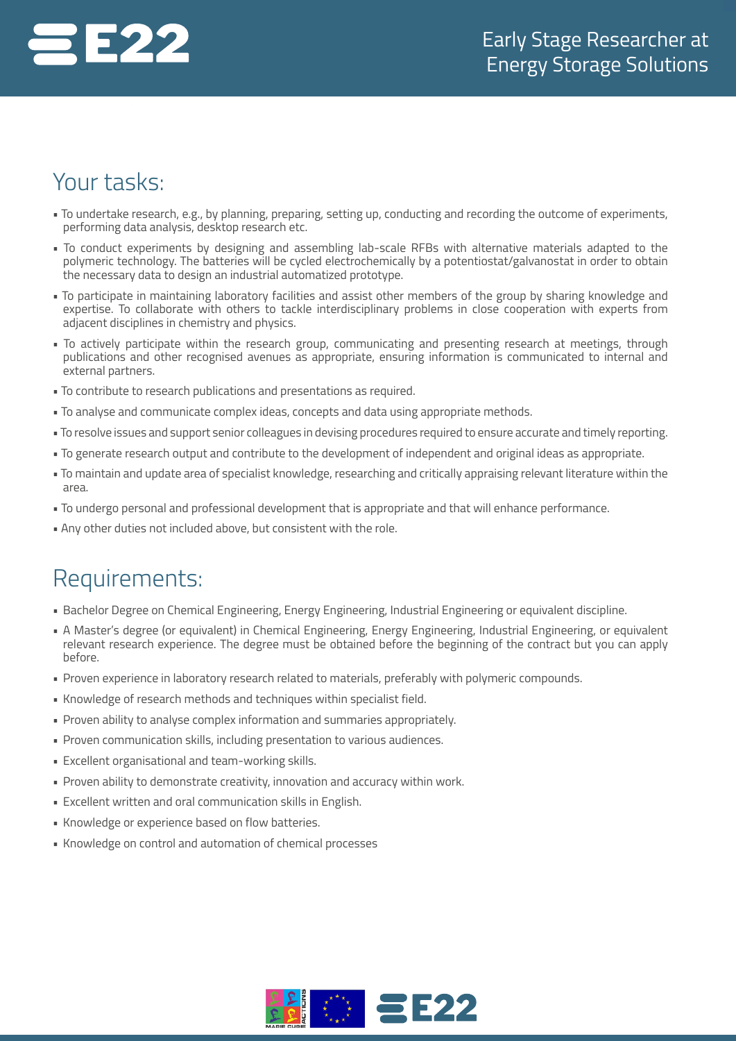# Early Stage Researcher at Energy Storage Solutions

## Your tasks:

- To undertake research, e.g., by planning, preparing, setting up, conducting and recording the outcome of experiments, performing data analysis, desktop research etc.
- To conduct experiments by designing and assembling lab-scale RFBs with alternative materials adapted to the polymeric technology. The batteries will be cycled electrochemically by a potentiostat/galvanostat in order to obtain the necessary data to design an industrial automatized prototype.
- To participate in maintaining laboratory facilities and assist other members of the group by sharing knowledge and expertise. To collaborate with others to tackle interdisciplinary problems in close cooperation with experts from adjacent disciplines in chemistry and physics.
- To actively participate within the research group, communicating and presenting research at meetings, through publications and other recognised avenues as appropriate, ensuring information is communicated to internal and external partners.
- To contribute to research publications and presentations as required.
- To analyse and communicate complex ideas, concepts and data using appropriate methods.
- To resolve issues and support senior colleagues in devising procedures required to ensure accurate and timely reporting.
- To generate research output and contribute to the development of independent and original ideas as appropriate.
- To maintain and update area of specialist knowledge, researching and critically appraising relevant literature within the area.
- To undergo personal and professional development that is appropriate and that will enhance performance.
- Any other duties not included above, but consistent with the role.

## Requirements:

- Bachelor Degree on Chemical Engineering, Energy Engineering, Industrial Engineering or equivalent discipline.
- A Master's degree (or equivalent) in Chemical Engineering, Energy Engineering, Industrial Engineering, or equivalent relevant research experience. The degree must be obtained before the beginning of the contract but you can apply before.
- Proven experience in laboratory research related to materials, preferably with polymeric compounds.
- Knowledge of research methods and techniques within specialist field.
- Proven ability to analyse complex information and summaries appropriately.
- Proven communication skills, including presentation to various audiences.
- Excellent organisational and team-working skills.
- Proven ability to demonstrate creativity, innovation and accuracy within work.
- Excellent written and oral communication skills in English.
- Knowledge or experience based on flow batteries.
- Knowledge on control and automation of chemical processes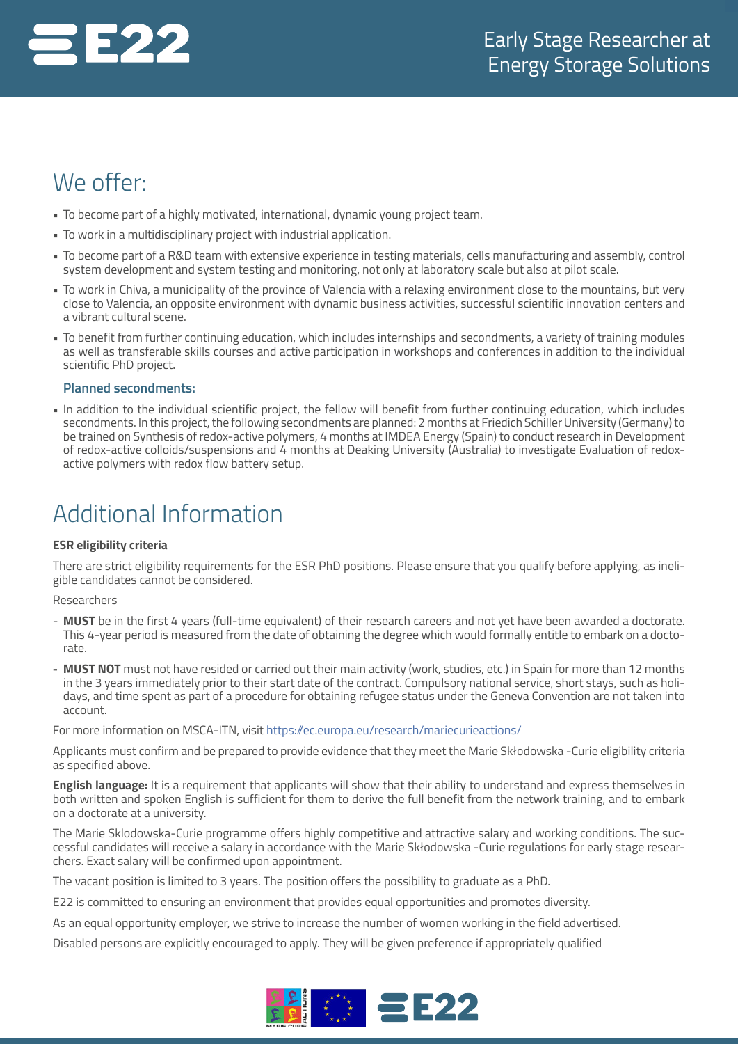## We offer:

- To become part of a highly motivated, international, dynamic young project team.
- To work in a multidisciplinary project with industrial application.
- To become part of a R&D team with extensive experience in testing materials, cells manufacturing and assembly, control system development and system testing and monitoring, not only at laboratory scale but also at pilot scale.
- To work in Chiva, a municipality of the province of Valencia with a relaxing environment close to the mountains, but very close to Valencia, an opposite environment with dynamic business activities, successful scientific innovation centers and a vibrant cultural scene.
- To benefit from further continuing education, which includes internships and secondments, a variety of training modules as well as transferable skills courses and active participation in workshops and conferences in addition to the individual scientific PhD project.

### Planned secondments:

- In addition to the individual scientific project, the fellow will benefit from further continuing education, which includes secondments. In this project, the following secondments are planned: 2 months at Friedich Schiller University (Germany) to be trained on Synthesis of redox-active polymers, 4 months at IMDEA Energy (Spain) to conduct research in Development of redox-active colloids/suspensions and 4 months at Deaking University (Australia) to investigate Evaluation of redox-active polymers with redox flow battery setup.

## Additional Information

**ESR eligibility criteria**

There are strict eligibility requirements for the ESR PhD positions. Please ensure that you qualify before applying, as ineligible candidates cannot be considered.

Researchers

- **MUST** be in the first 4 years (full-time equivalent) of their research careers and not yet have been awarded a doctorate. This 4-year period is measured from the date of obtaining the degree which would formally entitle to embark on a doctorate.
- **MUST NOT** must not have resided or carried out their main activity (work, studies, etc.) in Spain for more than 12 months in the 3 years immediately prior to their start date of the contract. Compulsory national service, short stays, such as holidays, and time spent as part of a procedure for obtaining refugee status under the Geneva Convention are not taken into account.

For more information on MSCA-ITN, visit https://ec.europa.eu/research/mariecurieactions/

Applicants must confirm and be prepared to provide evidence that they meet the Marie Skłodowska -Curie eligibility criteria as specified above.

**English language:** It is a requirement that applicants will show that their ability to understand and express themselves in both written and spoken English is sufficient for them to derive the full benefit from the network training, and to embark on a doctorate at a university.

The Marie Sklodowska-Curie programme offers highly competitive and attractive salary and working conditions. The successful candidates will receive a salary in accordance with the Marie Skłodowska -Curie regulations for early stage researchers. Exact salary will be confirmed upon appointment.

The vacant position is limited to 3 years. The position offers the possibility to graduate as a PhD.

E22 is committed to ensuring an environment that provides equal opportunities and promotes diversity.

As an equal opportunity employer, we strive to increase the number of women working in the field advertised.

Disabled persons are explicitly encouraged to apply. They will be given preference if appropriately qualified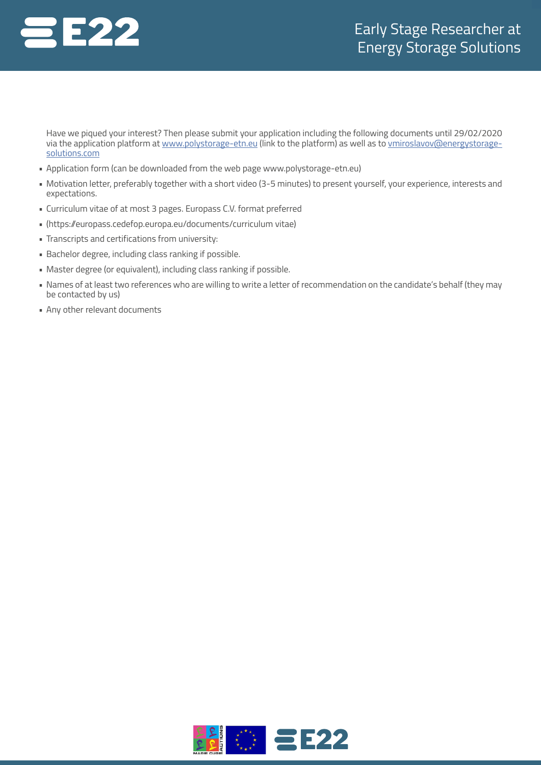Have we piqued your interest? Then please submit your application including the following documents until 29/02/2020 via the application platform at [www.polystorage-etn.eu](http://www.polystorage-etn.eu) (link to the platform) as well as to [vmiroslavov@energystorage-solutions.com](mailto:vmiroslavov@energystorage-solutions.com)

- Application form (can be downloaded from the web page www.polystorage-etn.eu)
- Motivation letter, preferably together with a short video (3-5 minutes) to present yourself, your experience, interests and expectations.
- Curriculum vitae of at most 3 pages. Europass C.V. format preferred
- (https://europass.cedefop.europa.eu/documents/curriculum vitae)
- Transcripts and certifications from university:
- Bachelor degree, including class ranking if possible.
- Master degree (or equivalent), including class ranking if possible.
- Names of at least two references who are willing to write a letter of recommendation on the candidate's behalf (they may be contacted by us)
- Any other relevant documents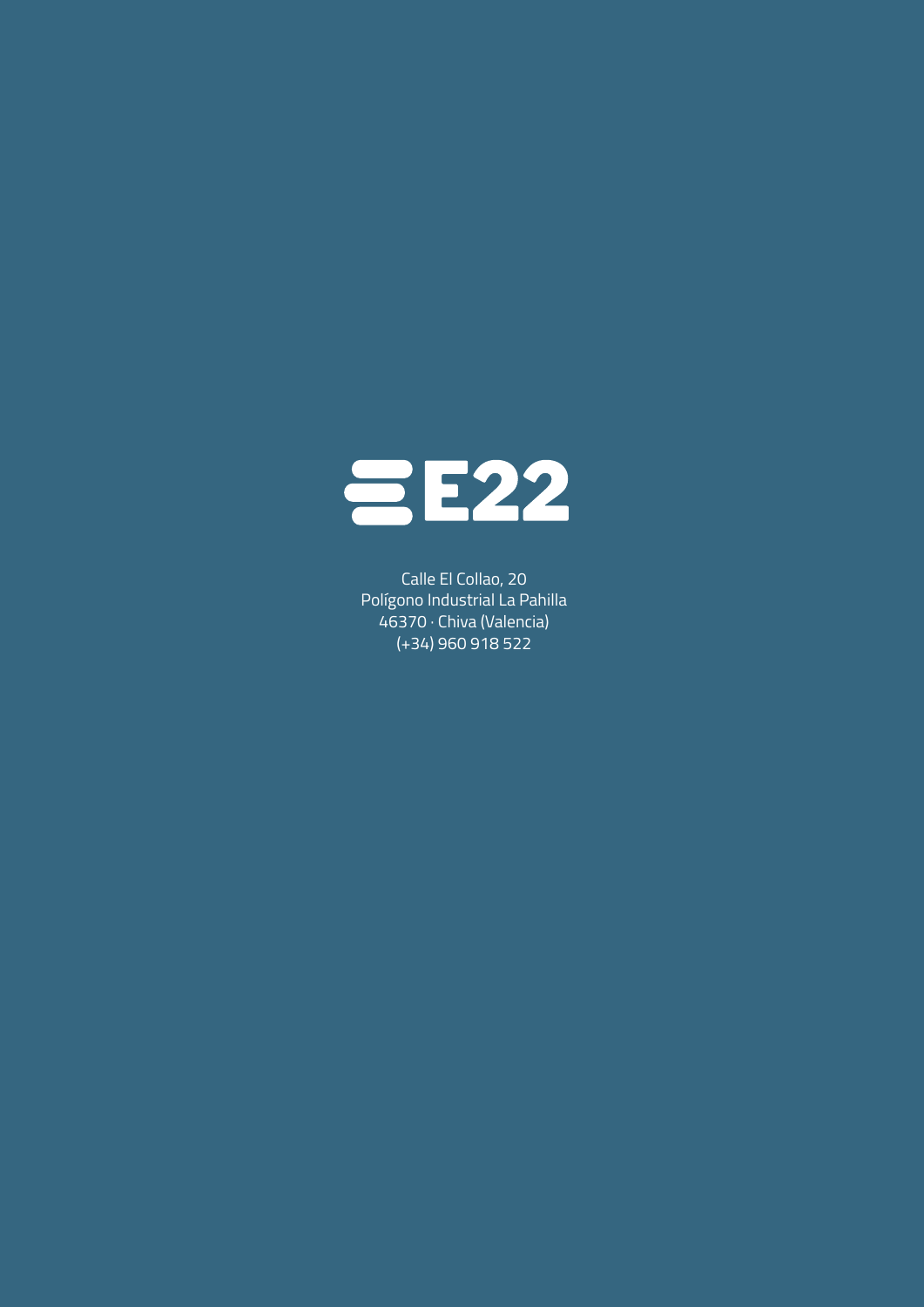E22

Calle El Collao, 20
Polígono Industrial La Pahilla
46370 · Chiva (Valencia)
(+34) 960 918 522